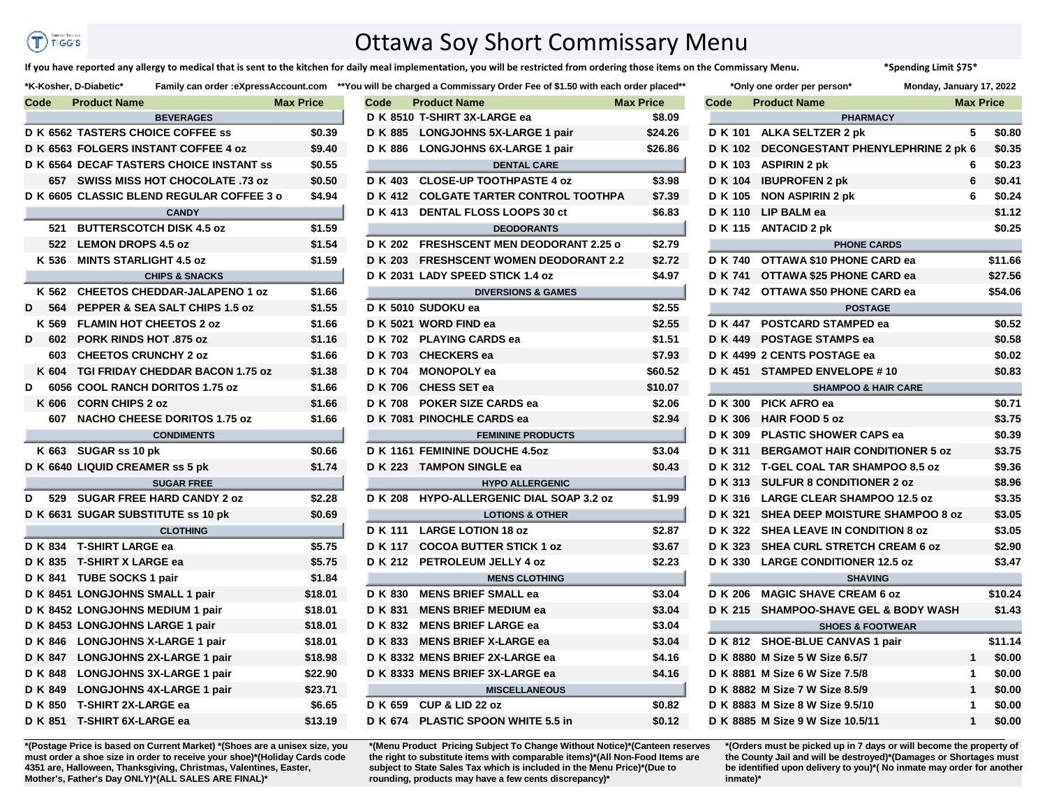# Ottawa Soy Short Commissary Menu

**If you have reported any allergy to medical that is sent to the kitchen for daily meal implementation, you will be restricted from ordering those items on the Commissary Menu.** **\*Spending Limit $75\***

**\*K-Kosher, D-Diabetic\*** **Family can order :eXpressAccount.com** **\*\*You will be charged a Commissary Order Fee of $1.50 with each order placed\*\*** **\*Only one order per person\*** **Monday, January 17, 2022**

| Code | Product Name | Max | Price |
|---|---|---|---|
| | **BEVERAGES** | | |
| D K 6562 | TASTERS CHOICE COFFEE ss | | $0.39 |
| D K 6563 | FOLGERS INSTANT COFFEE 4 oz | | $9.40 |
| D K 6564 | DECAF TASTERS CHOICE INSTANT ss | | $0.55 |
| 657 | SWISS MISS HOT CHOCOLATE .73 oz | | $0.50 |
| D K 6605 | CLASSIC BLEND REGULAR COFFEE 3 o | | $4.94 |
| | **CANDY** | | |
| 521 | BUTTERSCOTCH DISK 4.5 oz | | $1.59 |
| 522 | LEMON DROPS 4.5 oz | | $1.54 |
| K 536 | MINTS STARLIGHT 4.5 oz | | $1.59 |
| | **CHIPS & SNACKS** | | |
| K 562 | CHEETOS CHEDDAR-JALAPENO 1 oz | | $1.66 |
| D 564 | PEPPER & SEA SALT CHIPS 1.5 oz | | $1.55 |
| K 569 | FLAMIN HOT CHEETOS 2 oz | | $1.66 |
| D 602 | PORK RINDS HOT .875 oz | | $1.16 |
| 603 | CHEETOS CRUNCHY 2 oz | | $1.66 |
| K 604 | TGI FRIDAY CHEDDAR BACON 1.75 oz | | $1.38 |
| D 6056 | COOL RANCH DORITOS 1.75 oz | | $1.66 |
| K 606 | CORN CHIPS 2 oz | | $1.66 |
| 607 | NACHO CHEESE DORITOS 1.75 oz | | $1.66 |
| | **CONDIMENTS** | | |
| K 663 | SUGAR ss 10 pk | | $0.66 |
| D K 6640 | LIQUID CREAMER ss 5 pk | | $1.74 |
| | **SUGAR FREE** | | |
| D 529 | SUGAR FREE HARD CANDY 2 oz | | $2.28 |
| D K 6631 | SUGAR SUBSTITUTE ss 10 pk | | $0.69 |
| | **CLOTHING** | | |
| D K 834 | T-SHIRT LARGE ea | | $5.75 |
| D K 835 | T-SHIRT X LARGE ea | | $5.75 |
| D K 841 | TUBE SOCKS 1 pair | | $1.84 |
| D K 8451 | LONGJOHNS SMALL 1 pair | | $18.01 |
| D K 8452 | LONGJOHNS MEDIUM 1 pair | | $18.01 |
| D K 8453 | LONGJOHNS LARGE 1 pair | | $18.01 |
| D K 846 | LONGJOHNS X-LARGE 1 pair | | $18.01 |
| D K 847 | LONGJOHNS 2X-LARGE 1 pair | | $18.98 |
| D K 848 | LONGJOHNS 3X-LARGE 1 pair | | $22.90 |
| D K 849 | LONGJOHNS 4X-LARGE 1 pair | | $23.71 |
| D K 850 | T-SHIRT 2X-LARGE ea | | $6.65 |
| D K 851 | T-SHIRT 6X-LARGE ea | | $13.19 |
| D K 8510 | T-SHIRT 3X-LARGE ea | | $8.09 |
| D K 885 | LONGJOHNS 5X-LARGE 1 pair | | $24.26 |
| D K 886 | LONGJOHNS 6X-LARGE 1 pair | | $26.86 |
| | **DENTAL CARE** | | |
| D K 403 | CLOSE-UP TOOTHPASTE 4 oz | | $3.98 |
| D K 412 | COLGATE TARTER CONTROL TOOTHPA | | $7.39 |
| D K 413 | DENTAL FLOSS LOOPS 30 ct | | $6.83 |
| | **DEODORANTS** | | |
| D K 202 | FRESHSCENT MEN DEODORANT 2.25 o | | $2.79 |
| D K 203 | FRESHSCENT WOMEN DEODORANT 2.2 | | $2.72 |
| D K 2031 | LADY SPEED STICK 1.4 oz | | $4.97 |
| | **DIVERSIONS & GAMES** | | |
| D K 5010 | SUDOKU ea | | $2.55 |
| D K 5021 | WORD FIND ea | | $2.55 |
| D K 702 | PLAYING CARDS ea | | $1.51 |
| D K 703 | CHECKERS ea | | $7.93 |
| D K 704 | MONOPOLY ea | | $60.52 |
| D K 706 | CHESS SET ea | | $10.07 |
| D K 708 | POKER SIZE CARDS ea | | $2.06 |
| D K 7081 | PINOCHLE CARDS ea | | $2.94 |
| | **FEMININE PRODUCTS** | | |
| D K 1161 | FEMININE DOUCHE 4.5oz | | $3.04 |
| D K 223 | TAMPON SINGLE ea | | $0.43 |
| | **HYPO ALLERGENIC** | | |
| D K 208 | HYPO-ALLERGENIC DIAL SOAP 3.2 oz | | $1.99 |
| | **LOTIONS & OTHER** | | |
| D K 111 | LARGE LOTION 18 oz | | $2.87 |
| D K 117 | COCOA BUTTER STICK 1 oz | | $3.67 |
| D K 212 | PETROLEUM JELLY 4 oz | | $2.23 |
| | **MENS CLOTHING** | | |
| D K 830 | MENS BRIEF SMALL ea | | $3.04 |
| D K 831 | MENS BRIEF MEDIUM ea | | $3.04 |
| D K 832 | MENS BRIEF LARGE ea | | $3.04 |
| D K 833 | MENS BRIEF X-LARGE ea | | $3.04 |
| D K 8332 | MENS BRIEF 2X-LARGE ea | | $4.16 |
| D K 8333 | MENS BRIEF 3X-LARGE ea | | $4.16 |
| | **MISCELLANEOUS** | | |
| D K 659 | CUP & LID 22 oz | | $0.82 |
| D K 674 | PLASTIC SPOON WHITE 5.5 in | | $0.12 |
| | **PHARMACY** | | |
| D K 101 | ALKA SELTZER 2 pk | 5 | $0.80 |
| D K 102 | DECONGESTANT PHENYLEPHRINE 2 pk | 6 | $0.35 |
| D K 103 | ASPIRIN 2 pk | 6 | $0.23 |
| D K 104 | IBUPROFEN 2 pk | 6 | $0.41 |
| D K 105 | NON ASPIRIN 2 pk | 6 | $0.24 |
| D K 110 | LIP BALM ea | | $1.12 |
| D K 115 | ANTACID 2 pk | | $0.25 |
| | **PHONE CARDS** | | |
| D K 740 | OTTAWA $10 PHONE CARD ea | | $11.66 |
| D K 741 | OTTAWA $25 PHONE CARD ea | | $27.56 |
| D K 742 | OTTAWA $50 PHONE CARD ea | | $54.06 |
| | **POSTAGE** | | |
| D K 447 | POSTCARD STAMPED ea | | $0.52 |
| D K 449 | POSTAGE STAMPS ea | | $0.58 |
| D K 4499 | 2 CENTS POSTAGE ea | | $0.02 |
| D K 451 | STAMPED ENVELOPE # 10 | | $0.83 |
| | **SHAMPOO & HAIR CARE** | | |
| D K 300 | PICK AFRO ea | | $0.71 |
| D K 306 | HAIR FOOD 5 oz | | $3.75 |
| D K 309 | PLASTIC SHOWER CAPS ea | | $0.39 |
| D K 311 | BERGAMOT HAIR CONDITIONER 5 oz | | $3.75 |
| D K 312 | T-GEL COAL TAR SHAMPOO 8.5 oz | | $9.36 |
| D K 313 | SULFUR 8 CONDITIONER 2 oz | | $8.96 |
| D K 316 | LARGE CLEAR SHAMPOO 12.5 oz | | $3.35 |
| D K 321 | SHEA DEEP MOISTURE SHAMPOO 8 oz | | $3.05 |
| D K 322 | SHEA LEAVE IN CONDITION 8 oz | | $3.05 |
| D K 323 | SHEA CURL STRETCH CREAM 6 oz | | $2.90 |
| D K 330 | LARGE CONDITIONER 12.5 oz | | $3.47 |
| | **SHAVING** | | |
| D K 206 | MAGIC SHAVE CREAM 6 oz | | $10.24 |
| D K 215 | SHAMPOO-SHAVE GEL & BODY WASH | | $1.43 |
| | **SHOES & FOOTWEAR** | | |
| D K 812 | SHOE-BLUE CANVAS 1 pair | | $11.14 |
| D K 8880 | M Size 5 W Size 6.5/7 | 1 | $0.00 |
| D K 8881 | M Size 6 W Size 7.5/8 | 1 | $0.00 |
| D K 8882 | M Size 7 W Size 8.5/9 | 1 | $0.00 |
| D K 8883 | M Size 8 W Size 9.5/10 | 1 | $0.00 |
| D K 8885 | M Size 9 W Size 10.5/11 | 1 | $0.00 |

**\*(Postage Price is based on Current Market) \*(Shoes are a unisex size, you must order a shoe size in order to receive your shoe)\*(Holiday Cards code 4351 are, Halloween, Thanksgiving, Christmas, Valentines, Easter, Mother's, Father's Day ONLY)\*(ALL SALES ARE FINAL)\***

**\*(Menu Product Pricing Subject To Change Without Notice)\*(Canteen reserves the right to substitute items with comparable items)\*(All Non-Food Items are subject to State Sales Tax which is included in the Menu Price)\*(Due to rounding, products may have a few cents discrepancy)\***

**\*(Orders must be picked up in 7 days or will become the property of the County Jail and will be destroyed)\*(Damages or Shortages must be identified upon delivery to you)\*( No inmate may order for another inmate)\***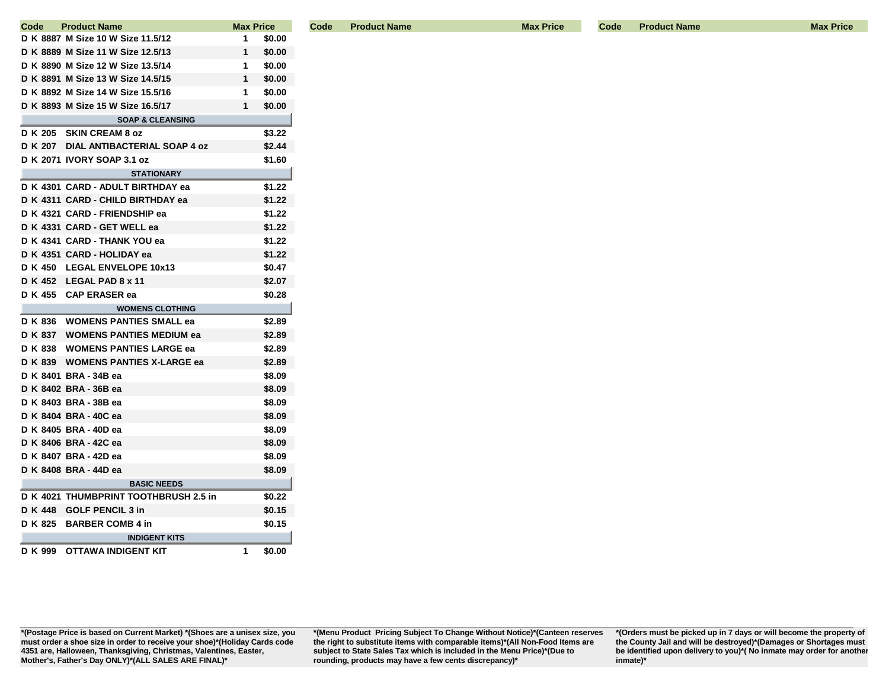| Code | Product Name | Max | Price |
|---|---|---|---|
| D K 8887 | M Size 10 W Size 11.5/12 | 1 | $0.00 |
| D K 8889 | M Size 11 W Size 12.5/13 | 1 | $0.00 |
| D K 8890 | M Size 12 W Size 13.5/14 | 1 | $0.00 |
| D K 8891 | M Size 13 W Size 14.5/15 | 1 | $0.00 |
| D K 8892 | M Size 14 W Size 15.5/16 | 1 | $0.00 |
| D K 8893 | M Size 15 W Size 16.5/17 | 1 | $0.00 |
| | **SOAP & CLEANSING** | | |
| D K 205 | SKIN CREAM 8 oz | | $3.22 |
| D K 207 | DIAL ANTIBACTERIAL SOAP 4 oz | | $2.44 |
| D K 2071 | IVORY SOAP 3.1 oz | | $1.60 |
| | **STATIONARY** | | |
| D K 4301 | CARD - ADULT BIRTHDAY ea | | $1.22 |
| D K 4311 | CARD - CHILD BIRTHDAY ea | | $1.22 |
| D K 4321 | CARD - FRIENDSHIP ea | | $1.22 |
| D K 4331 | CARD - GET WELL ea | | $1.22 |
| D K 4341 | CARD - THANK YOU ea | | $1.22 |
| D K 4351 | CARD - HOLIDAY ea | | $1.22 |
| D K 450 | LEGAL ENVELOPE 10x13 | | $0.47 |
| D K 452 | LEGAL PAD 8 x 11 | | $2.07 |
| D K 455 | CAP ERASER ea | | $0.28 |
| | **WOMENS CLOTHING** | | |
| D K 836 | WOMENS PANTIES SMALL ea | | $2.89 |
| D K 837 | WOMENS PANTIES MEDIUM ea | | $2.89 |
| D K 838 | WOMENS PANTIES LARGE ea | | $2.89 |
| D K 839 | WOMENS PANTIES X-LARGE ea | | $2.89 |
| D K 8401 | BRA - 34B ea | | $8.09 |
| D K 8402 | BRA - 36B ea | | $8.09 |
| D K 8403 | BRA - 38B ea | | $8.09 |
| D K 8404 | BRA - 40C ea | | $8.09 |
| D K 8405 | BRA - 40D ea | | $8.09 |
| D K 8406 | BRA - 42C ea | | $8.09 |
| D K 8407 | BRA - 42D ea | | $8.09 |
| D K 8408 | BRA - 44D ea | | $8.09 |
| | **BASIC NEEDS** | | |
| D K 4021 | THUMBPRINT TOOTHBRUSH 2.5 in | | $0.22 |
| D K 448 | GOLF PENCIL 3 in | | $0.15 |
| D K 825 | BARBER COMB 4 in | | $0.15 |
| | **INDIGENT KITS** | | |
| D K 999 | OTTAWA INDIGENT KIT | 1 | $0.00 |

*(Postage Price is based on Current Market) *(Shoes are a unisex size, you must order a shoe size in order to receive your shoe)*(Holiday Cards code 4351 are, Halloween, Thanksgiving, Christmas, Valentines, Easter, Mother's, Father's Day ONLY)*(ALL SALES ARE FINAL)*

*(Menu Product Pricing Subject To Change Without Notice)*(Canteen reserves the right to substitute items with comparable items)*(All Non-Food Items are subject to State Sales Tax which is included in the Menu Price)*(Due to rounding, products may have a few cents discrepancy)*

*(Orders must be picked up in 7 days or will become the property of the County Jail and will be destroyed)*(Damages or Shortages must be identified upon delivery to you)*( No inmate may order for another inmate)*